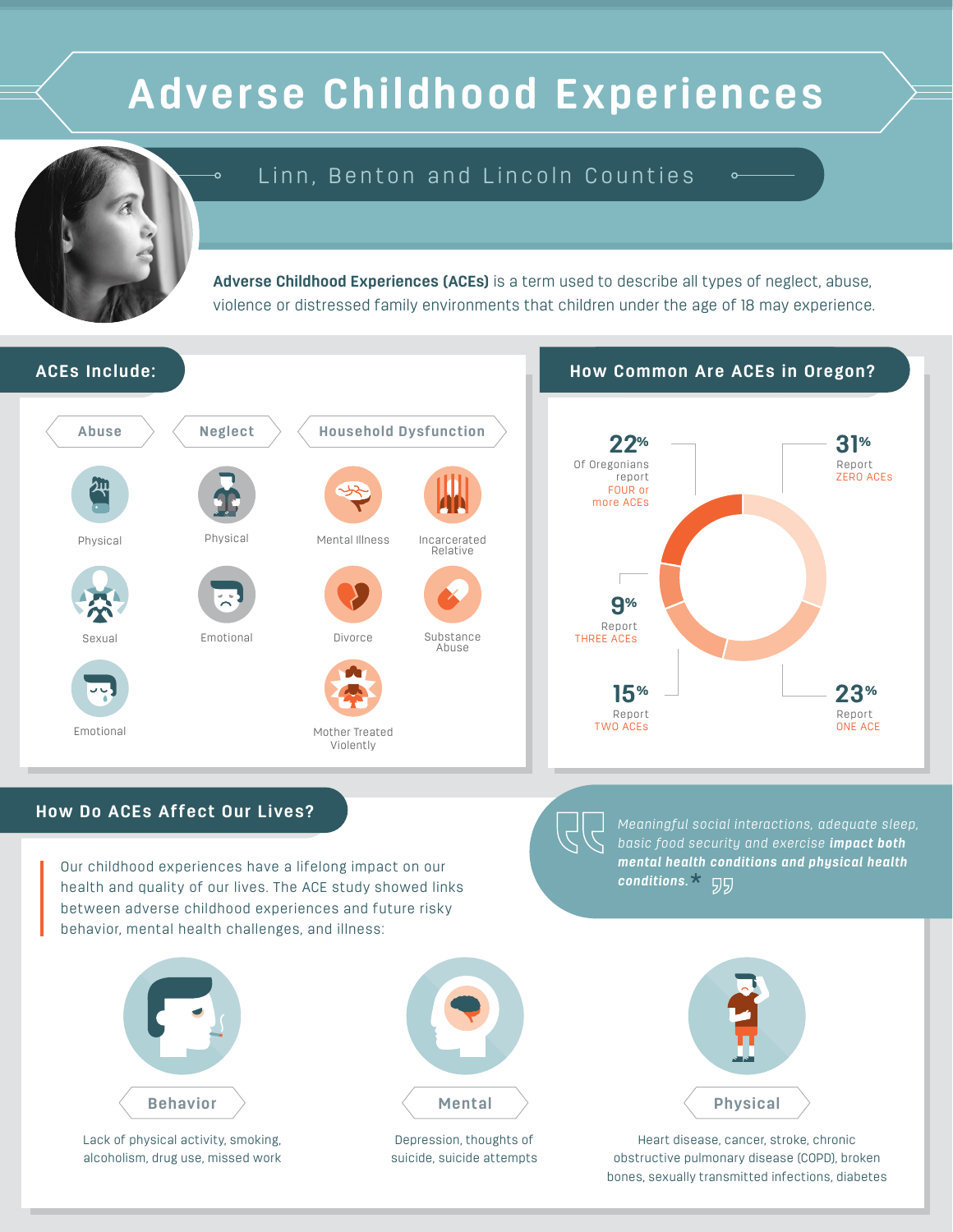# Adverse Childhood Experiences

## Linn, Benton and Lincoln Counties

**Adverse Childhood Experiences (ACEs)** is a term used to describe all types of neglect, abuse, violence or distressed family environments that children under the age of 18 may experience.

## ACEs Include:

**Abuse**
- Physical
- Sexual
- Emotional

**Neglect**
- Physical
- Emotional

**Household Dysfunction**
- Mental Illness
- Incarcerated Relative
- Divorce
- Substance Abuse
- Mother Treated Violently

## How Common Are ACEs in Oregon?

- **22%** Of Oregonians report FOUR or more ACEs
- **31%** Report ZERO ACEs
- **9%** Report THREE ACEs
- **15%** Report TWO ACEs
- **23%** Report ONE ACE

## How Do ACEs Affect Our Lives?

Our childhood experiences have a lifelong impact on our health and quality of our lives. The ACE study showed links between adverse childhood experiences and future risky behavior, mental health challenges, and illness:

> *Meaningful social interactions, adequate sleep, basic food security and exercise* ***impact both mental health conditions and physical health conditions.*** *

**Behavior**

Lack of physical activity, smoking, alcoholism, drug use, missed work

**Mental**

Depression, thoughts of suicide, suicide attempts

**Physical**

Heart disease, cancer, stroke, chronic obstructive pulmonary disease (COPD), broken bones, sexually transmitted infections, diabetes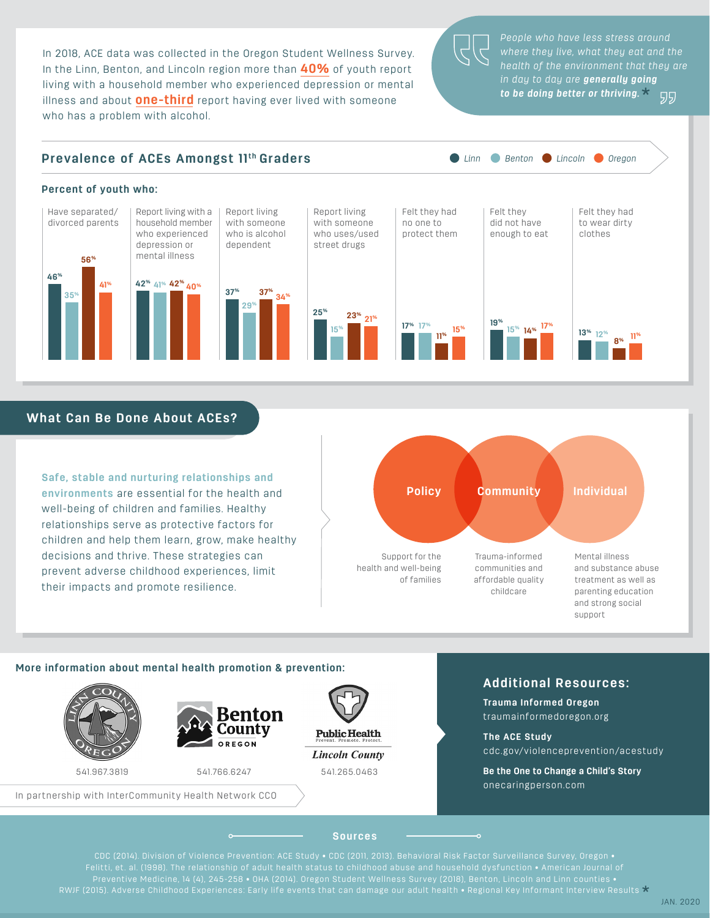In 2018, ACE data was collected in the Oregon Student Wellness Survey. In the Linn, Benton, and Lincoln region more than **40%** of youth report living with a household member who experienced depression or mental illness and about **one-third** report having ever lived with someone who has a problem with alcohol.

> *People who have less stress around where they live, what they eat and the health of the environment that they are in day to day are **generally going to be doing better or thriving.** **

## Prevalence of ACEs Amongst 11th Graders

Linn · Benton · Lincoln · Oregon

**Percent of youth who:**

Have separated/ divorced parents
46% 35% 56% 41%

Report living with a household member who experienced depression or mental illness
42% 41% 42% 40%

Report living with someone who is alcohol dependent
37% 29% 37% 34%

Report living with someone who uses/used street drugs
25% 15% 23% 21%

Felt they had no one to protect them
17% 17% 11% 15%

Felt they did not have enough to eat
19% 15% 14% 17%

Felt they had to wear dirty clothes
13% 12% 8% 11%

## What Can Be Done About ACEs?

**Safe, stable and nurturing relationships and environments** are essential for the health and well-being of children and families. Healthy relationships serve as protective factors for children and help them learn, grow, make healthy decisions and thrive. These strategies can prevent adverse childhood experiences, limit their impacts and promote resilience.

**Policy**
Support for the health and well-being of families

**Community**
Trauma-informed communities and affordable quality childcare

**Individual**
Mental illness and substance abuse treatment as well as parenting education and strong social support

**More information about mental health promotion & prevention:**

Linn County Oregon — 541.967.3819

Benton County Oregon — 541.766.6247

Public Health — Prevent. Promote. Protect. — Lincoln County — 541.265.0463

In partnership with InterCommunity Health Network CCO

## Additional Resources:

**Trauma Informed Oregon**
traumainformedoregon.org

**The ACE Study**
cdc.gov/violenceprevention/acestudy

**Be the One to Change a Child's Story**
onecaringperson.com

## Sources

CDC (2014). Division of Violence Prevention: ACE Study • CDC (2011, 2013). Behavioral Risk Factor Surveillance Survey, Oregon • Felitti, et. al. (1998). The relationship of adult health status to childhood abuse and household dysfunction • American Journal of Preventive Medicine, 14 (4), 245-258 • OHA (2014). Oregon Student Wellness Survey (2018), Benton, Lincoln and Linn counties • RWJF (2015). Adverse Childhood Experiences: Early life events that can damage our adult health • Regional Key Informant Interview Results *

JAN. 2020